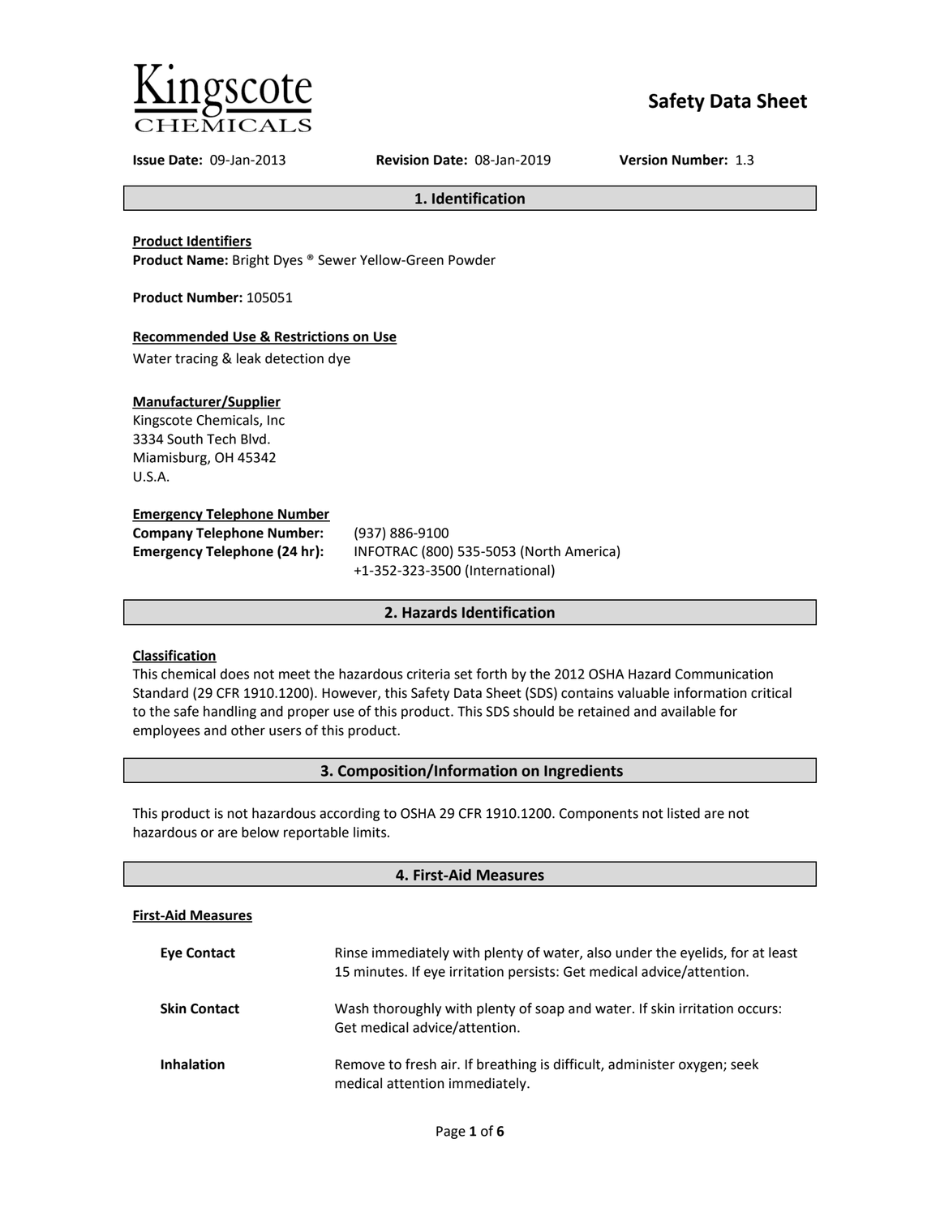Kingscote
CHEMICALS

# Safety Data Sheet

**Issue Date:** 09-Jan-2013 **Revision Date:** 08-Jan-2019 **Version Number:** 1.3

## 1. Identification

**Product Identifiers**
**Product Name:** Bright Dyes ® Sewer Yellow-Green Powder

**Product Number:** 105051

**Recommended Use & Restrictions on Use**
Water tracing & leak detection dye

**Manufacturer/Supplier**
Kingscote Chemicals, Inc
3334 South Tech Blvd.
Miamisburg, OH 45342
U.S.A.

**Emergency Telephone Number**

| | |
|---|---|
| **Company Telephone Number:** | (937) 886-9100 |
| **Emergency Telephone (24 hr):** | INFOTRAC (800) 535-5053 (North America)<br>+1-352-323-3500 (International) |

## 2. Hazards Identification

**Classification**
This chemical does not meet the hazardous criteria set forth by the 2012 OSHA Hazard Communication Standard (29 CFR 1910.1200). However, this Safety Data Sheet (SDS) contains valuable information critical to the safe handling and proper use of this product. This SDS should be retained and available for employees and other users of this product.

## 3. Composition/Information on Ingredients

This product is not hazardous according to OSHA 29 CFR 1910.1200. Components not listed are not hazardous or are below reportable limits.

## 4. First-Aid Measures

**First-Aid Measures**

| | |
|---|---|
| **Eye Contact** | Rinse immediately with plenty of water, also under the eyelids, for at least 15 minutes. If eye irritation persists: Get medical advice/attention. |
| **Skin Contact** | Wash thoroughly with plenty of soap and water. If skin irritation occurs: Get medical advice/attention. |
| **Inhalation** | Remove to fresh air. If breathing is difficult, administer oxygen; seek medical attention immediately. |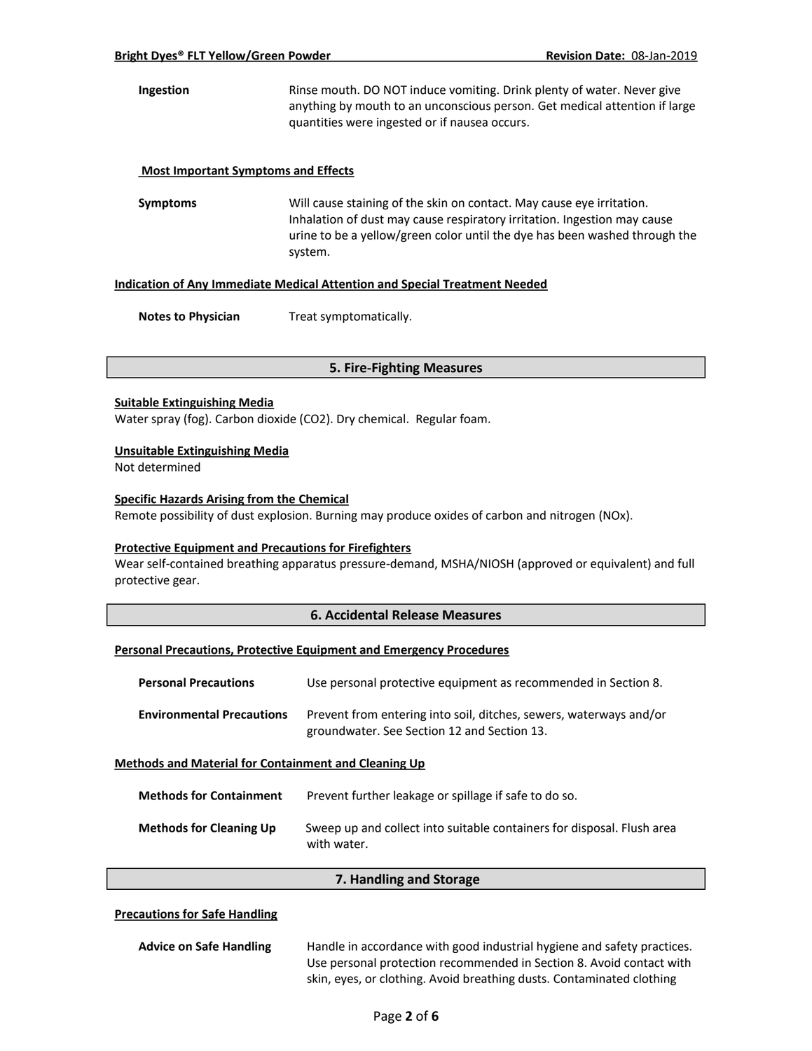**Ingestion** Rinse mouth. DO NOT induce vomiting. Drink plenty of water. Never give anything by mouth to an unconscious person. Get medical attention if large quantities were ingested or if nausea occurs.

**Most Important Symptoms and Effects**

**Symptoms** Will cause staining of the skin on contact. May cause eye irritation. Inhalation of dust may cause respiratory irritation. Ingestion may cause urine to be a yellow/green color until the dye has been washed through the system.

**Indication of Any Immediate Medical Attention and Special Treatment Needed**

**Notes to Physician** Treat symptomatically.

## 5. Fire-Fighting Measures

**Suitable Extinguishing Media**

Water spray (fog). Carbon dioxide ($CO_2$). Dry chemical. Regular foam.

**Unsuitable Extinguishing Media**

Not determined

**Specific Hazards Arising from the Chemical**

Remote possibility of dust explosion. Burning may produce oxides of carbon and nitrogen ($NO_x$).

**Protective Equipment and Precautions for Firefighters**

Wear self-contained breathing apparatus pressure-demand, MSHA/NIOSH (approved or equivalent) and full protective gear.

## 6. Accidental Release Measures

**Personal Precautions, Protective Equipment and Emergency Procedures**

**Personal Precautions** Use personal protective equipment as recommended in Section 8.

**Environmental Precautions** Prevent from entering into soil, ditches, sewers, waterways and/or groundwater. See Section 12 and Section 13.

**Methods and Material for Containment and Cleaning Up**

**Methods for Containment** Prevent further leakage or spillage if safe to do so.

**Methods for Cleaning Up** Sweep up and collect into suitable containers for disposal. Flush area with water.

## 7. Handling and Storage

**Precautions for Safe Handling**

**Advice on Safe Handling** Handle in accordance with good industrial hygiene and safety practices. Use personal protection recommended in Section 8. Avoid contact with skin, eyes, or clothing. Avoid breathing dusts. Contaminated clothing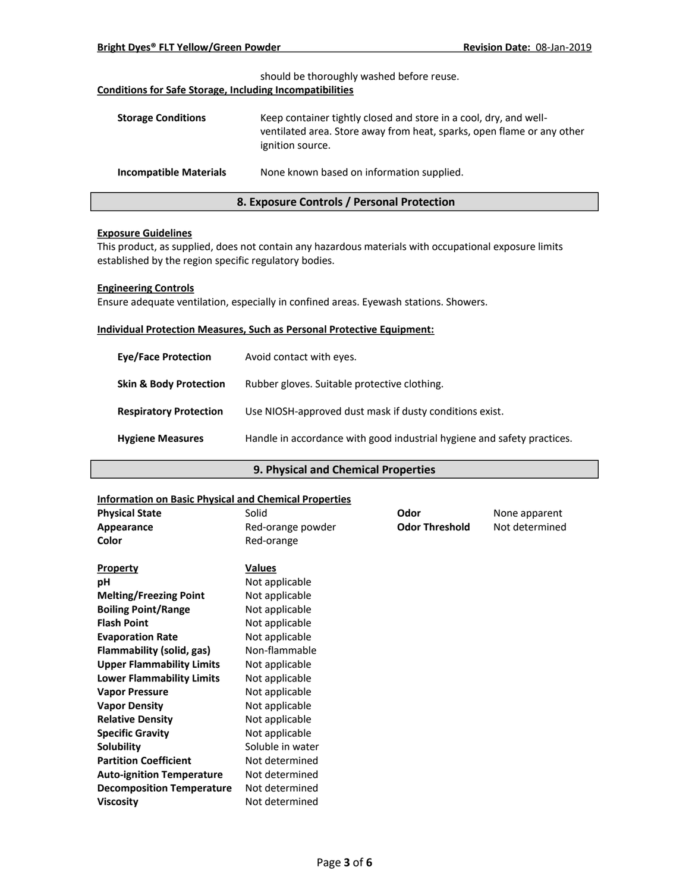should be thoroughly washed before reuse.

**Conditions for Safe Storage, Including Incompatibilities**

| | |
|---|---|
| **Storage Conditions** | Keep container tightly closed and store in a cool, dry, and well-ventilated area. Store away from heat, sparks, open flame or any other ignition source. |
| **Incompatible Materials** | None known based on information supplied. |

## 8. Exposure Controls / Personal Protection

**Exposure Guidelines**

This product, as supplied, does not contain any hazardous materials with occupational exposure limits established by the region specific regulatory bodies.

**Engineering Controls**

Ensure adequate ventilation, especially in confined areas. Eyewash stations. Showers.

**Individual Protection Measures, Such as Personal Protective Equipment:**

| | |
|---|---|
| **Eye/Face Protection** | Avoid contact with eyes. |
| **Skin & Body Protection** | Rubber gloves. Suitable protective clothing. |
| **Respiratory Protection** | Use NIOSH-approved dust mask if dusty conditions exist. |
| **Hygiene Measures** | Handle in accordance with good industrial hygiene and safety practices. |

## 9. Physical and Chemical Properties

**Information on Basic Physical and Chemical Properties**

| | | | |
|---|---|---|---|
| **Physical State** | Solid | **Odor** | None apparent |
| **Appearance** | Red-orange powder | **Odor Threshold** | Not determined |
| **Color** | Red-orange | | |

| **Property** | **Values** |
|---|---|
| **pH** | Not applicable |
| **Melting/Freezing Point** | Not applicable |
| **Boiling Point/Range** | Not applicable |
| **Flash Point** | Not applicable |
| **Evaporation Rate** | Not applicable |
| **Flammability (solid, gas)** | Non-flammable |
| **Upper Flammability Limits** | Not applicable |
| **Lower Flammability Limits** | Not applicable |
| **Vapor Pressure** | Not applicable |
| **Vapor Density** | Not applicable |
| **Relative Density** | Not applicable |
| **Specific Gravity** | Not applicable |
| **Solubility** | Soluble in water |
| **Partition Coefficient** | Not determined |
| **Auto-ignition Temperature** | Not determined |
| **Decomposition Temperature** | Not determined |
| **Viscosity** | Not determined |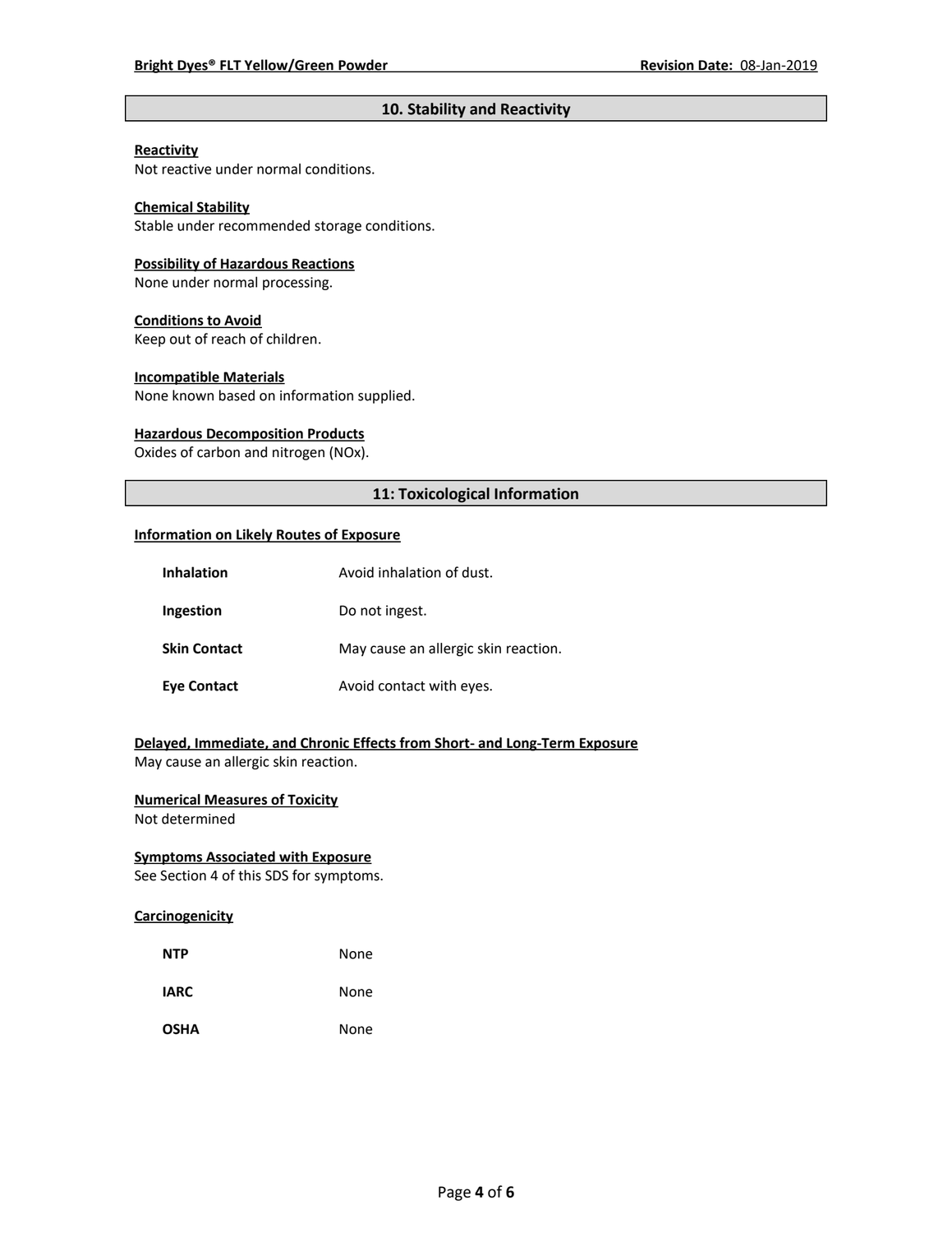## 10. Stability and Reactivity

**Reactivity**
Not reactive under normal conditions.

**Chemical Stability**
Stable under recommended storage conditions.

**Possibility of Hazardous Reactions**
None under normal processing.

**Conditions to Avoid**
Keep out of reach of children.

**Incompatible Materials**
None known based on information supplied.

**Hazardous Decomposition Products**
Oxides of carbon and nitrogen (NOx).

## 11: Toxicological Information

**Information on Likely Routes of Exposure**

| | |
|---|---|
| **Inhalation** | Avoid inhalation of dust. |
| **Ingestion** | Do not ingest. |
| **Skin Contact** | May cause an allergic skin reaction. |
| **Eye Contact** | Avoid contact with eyes. |

**Delayed, Immediate, and Chronic Effects from Short- and Long-Term Exposure**
May cause an allergic skin reaction.

**Numerical Measures of Toxicity**
Not determined

**Symptoms Associated with Exposure**
See Section 4 of this SDS for symptoms.

**Carcinogenicity**

| | |
|---|---|
| **NTP** | None |
| **IARC** | None |
| **OSHA** | None |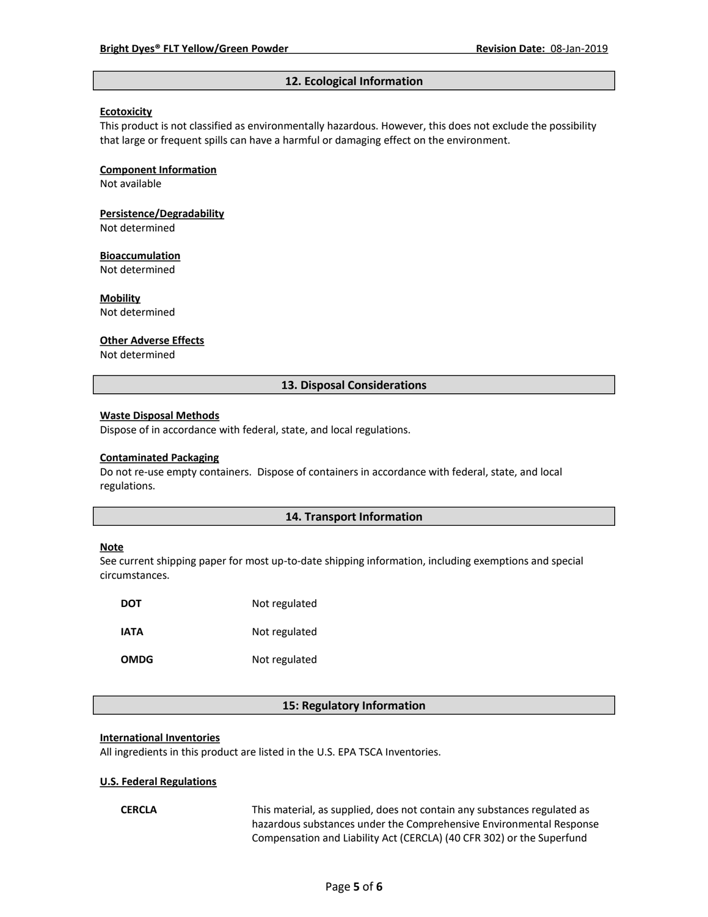## 12. Ecological Information

**Ecotoxicity**
This product is not classified as environmentally hazardous. However, this does not exclude the possibility that large or frequent spills can have a harmful or damaging effect on the environment.

**Component Information**
Not available

**Persistence/Degradability**
Not determined

**Bioaccumulation**
Not determined

**Mobility**
Not determined

**Other Adverse Effects**
Not determined

## 13. Disposal Considerations

**Waste Disposal Methods**
Dispose of in accordance with federal, state, and local regulations.

**Contaminated Packaging**
Do not re-use empty containers. Dispose of containers in accordance with federal, state, and local regulations.

## 14. Transport Information

**Note**
See current shipping paper for most up-to-date shipping information, including exemptions and special circumstances.

| | |
|---|---|
| **DOT** | Not regulated |
| **IATA** | Not regulated |
| **OMDG** | Not regulated |

## 15: Regulatory Information

**International Inventories**
All ingredients in this product are listed in the U.S. EPA TSCA Inventories.

**U.S. Federal Regulations**

**CERCLA** This material, as supplied, does not contain any substances regulated as hazardous substances under the Comprehensive Environmental Response Compensation and Liability Act (CERCLA) (40 CFR 302) or the Superfund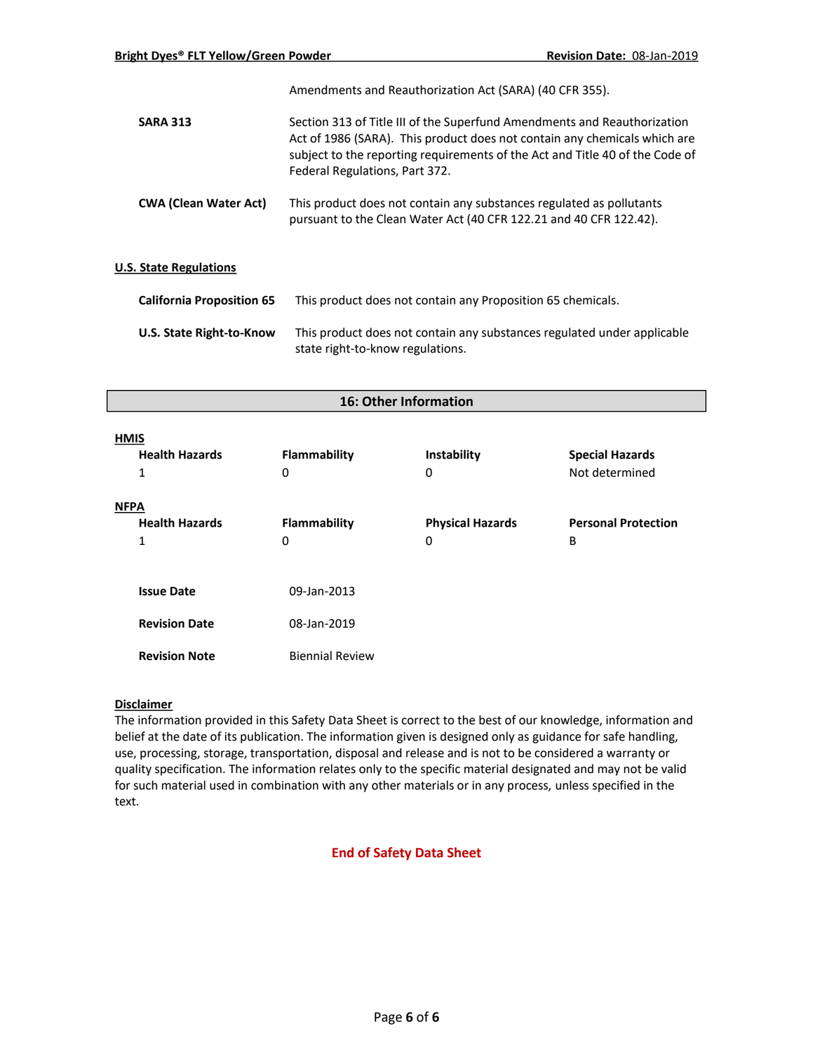Amendments and Reauthorization Act (SARA) (40 CFR 355).

**SARA 313** — Section 313 of Title III of the Superfund Amendments and Reauthorization Act of 1986 (SARA). This product does not contain any chemicals which are subject to the reporting requirements of the Act and Title 40 of the Code of Federal Regulations, Part 372.

**CWA (Clean Water Act)** — This product does not contain any substances regulated as pollutants pursuant to the Clean Water Act (40 CFR 122.21 and 40 CFR 122.42).

**U.S. State Regulations**

**California Proposition 65** — This product does not contain any Proposition 65 chemicals.

**U.S. State Right-to-Know** — This product does not contain any substances regulated under applicable state right-to-know regulations.

## 16: Other Information

**HMIS**

| Health Hazards | Flammability | Instability | Special Hazards |
|---|---|---|---|
| 1 | 0 | 0 | Not determined |

**NFPA**

| Health Hazards | Flammability | Physical Hazards | Personal Protection |
|---|---|---|---|
| 1 | 0 | 0 | B |

**Issue Date** 09-Jan-2013

**Revision Date** 08-Jan-2019

**Revision Note** Biennial Review

**Disclaimer**

The information provided in this Safety Data Sheet is correct to the best of our knowledge, information and belief at the date of its publication. The information given is designed only as guidance for safe handling, use, processing, storage, transportation, disposal and release and is not to be considered a warranty or quality specification. The information relates only to the specific material designated and may not be valid for such material used in combination with any other materials or in any process, unless specified in the text.

**End of Safety Data Sheet**